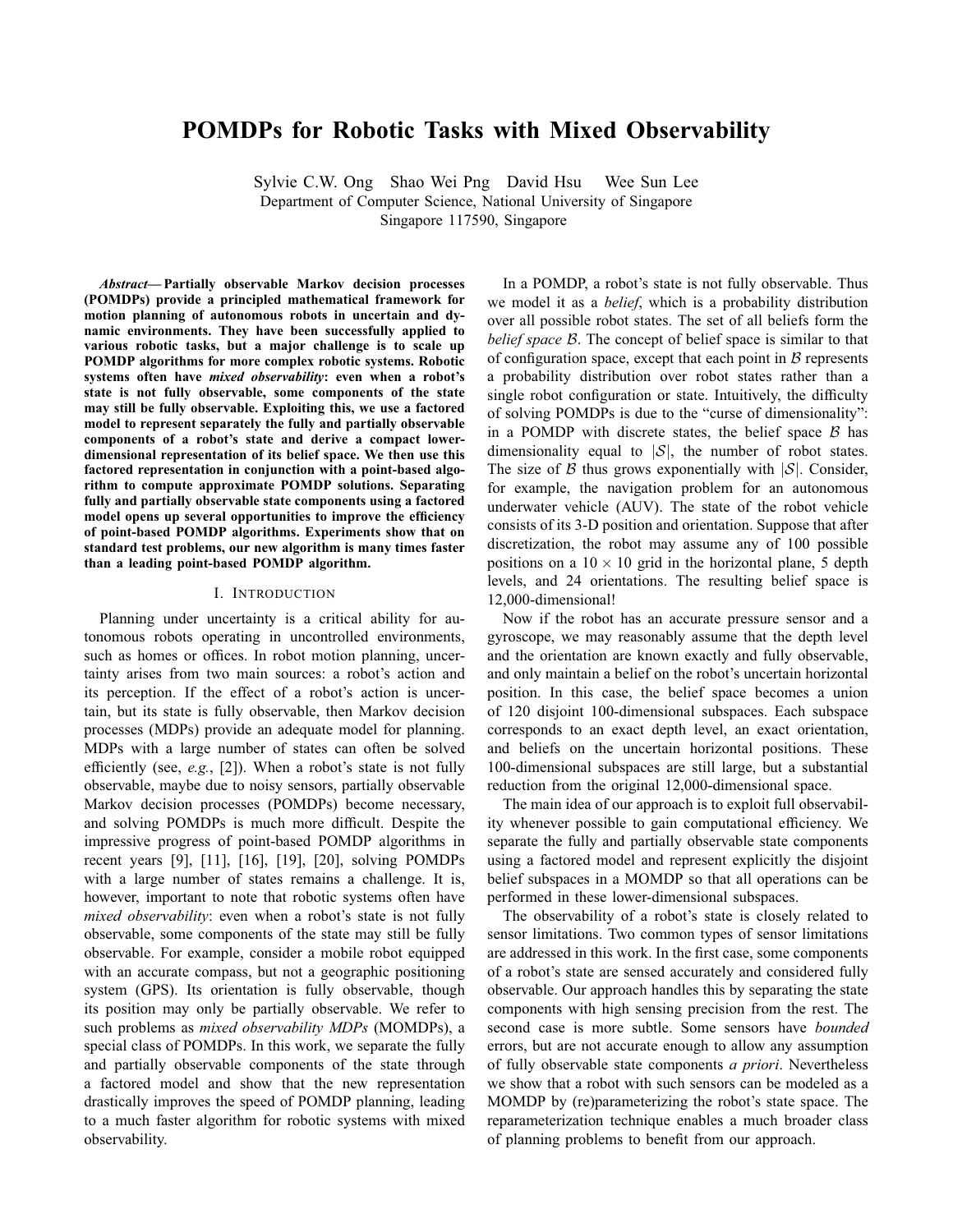# POMDPs for Robotic Tasks with Mixed Observability

Sylvie C.W. Ong   Shao Wei Png   David Hsu   Wee Sun Lee

Department of Computer Science, National University of Singapore
Singapore 117590, Singapore

***Abstract*— Partially observable Markov decision processes (POMDPs) provide a principled mathematical framework for motion planning of autonomous robots in uncertain and dynamic environments. They have been successfully applied to various robotic tasks, but a major challenge is to scale up POMDP algorithms for more complex robotic systems. Robotic systems often have *mixed observability*: even when a robot's state is not fully observable, some components of the state may still be fully observable. Exploiting this, we use a factored model to represent separately the fully and partially observable components of a robot's state and derive a compact lower-dimensional representation of its belief space. We then use this factored representation in conjunction with a point-based algorithm to compute approximate POMDP solutions. Separating fully and partially observable state components using a factored model opens up several opportunities to improve the efficiency of point-based POMDP algorithms. Experiments show that on standard test problems, our new algorithm is many times faster than a leading point-based POMDP algorithm.**

## I. Introduction

Planning under uncertainty is a critical ability for autonomous robots operating in uncontrolled environments, such as homes or offices. In robot motion planning, uncertainty arises from two main sources: a robot's action and its perception. If the effect of a robot's action is uncertain, but its state is fully observable, then Markov decision processes (MDPs) provide an adequate model for planning. MDPs with a large number of states can often be solved efficiently (see, *e.g.*, [2]). When a robot's state is not fully observable, maybe due to noisy sensors, partially observable Markov decision processes (POMDPs) become necessary, and solving POMDPs is much more difficult. Despite the impressive progress of point-based POMDP algorithms in recent years [9], [11], [16], [19], [20], solving POMDPs with a large number of states remains a challenge. It is, however, important to note that robotic systems often have *mixed observability*: even when a robot's state is not fully observable, some components of the state may still be fully observable. For example, consider a mobile robot equipped with an accurate compass, but not a geographic positioning system (GPS). Its orientation is fully observable, though its position may only be partially observable. We refer to such problems as *mixed observability MDPs* (MOMDPs), a special class of POMDPs. In this work, we separate the fully and partially observable components of the state through a factored model and show that the new representation drastically improves the speed of POMDP planning, leading to a much faster algorithm for robotic systems with mixed observability.

In a POMDP, a robot's state is not fully observable. Thus we model it as a *belief*, which is a probability distribution over all possible robot states. The set of all beliefs form the *belief space* $\mathcal{B}$. The concept of belief space is similar to that of configuration space, except that each point in $\mathcal{B}$ represents a probability distribution over robot states rather than a single robot configuration or state. Intuitively, the difficulty of solving POMDPs is due to the "curse of dimensionality": in a POMDP with discrete states, the belief space $\mathcal{B}$ has dimensionality equal to $|\mathcal{S}|$, the number of robot states. The size of $\mathcal{B}$ thus grows exponentially with $|\mathcal{S}|$. Consider, for example, the navigation problem for an autonomous underwater vehicle (AUV). The state of the robot vehicle consists of its 3-D position and orientation. Suppose that after discretization, the robot may assume any of 100 possible positions on a $10 \times 10$ grid in the horizontal plane, 5 depth levels, and 24 orientations. The resulting belief space is 12,000-dimensional!

Now if the robot has an accurate pressure sensor and a gyroscope, we may reasonably assume that the depth level and the orientation are known exactly and fully observable, and only maintain a belief on the robot's uncertain horizontal position. In this case, the belief space becomes a union of 120 disjoint 100-dimensional subspaces. Each subspace corresponds to an exact depth level, an exact orientation, and beliefs on the uncertain horizontal positions. These 100-dimensional subspaces are still large, but a substantial reduction from the original 12,000-dimensional space.

The main idea of our approach is to exploit full observability whenever possible to gain computational efficiency. We separate the fully and partially observable state components using a factored model and represent explicitly the disjoint belief subspaces in a MOMDP so that all operations can be performed in these lower-dimensional subspaces.

The observability of a robot's state is closely related to sensor limitations. Two common types of sensor limitations are addressed in this work. In the first case, some components of a robot's state are sensed accurately and considered fully observable. Our approach handles this by separating the state components with high sensing precision from the rest. The second case is more subtle. Some sensors have *bounded* errors, but are not accurate enough to allow any assumption of fully observable state components *a priori*. Nevertheless we show that a robot with such sensors can be modeled as a MOMDP by (re)parameterizing the robot's state space. The reparameterization technique enables a much broader class of planning problems to benefit from our approach.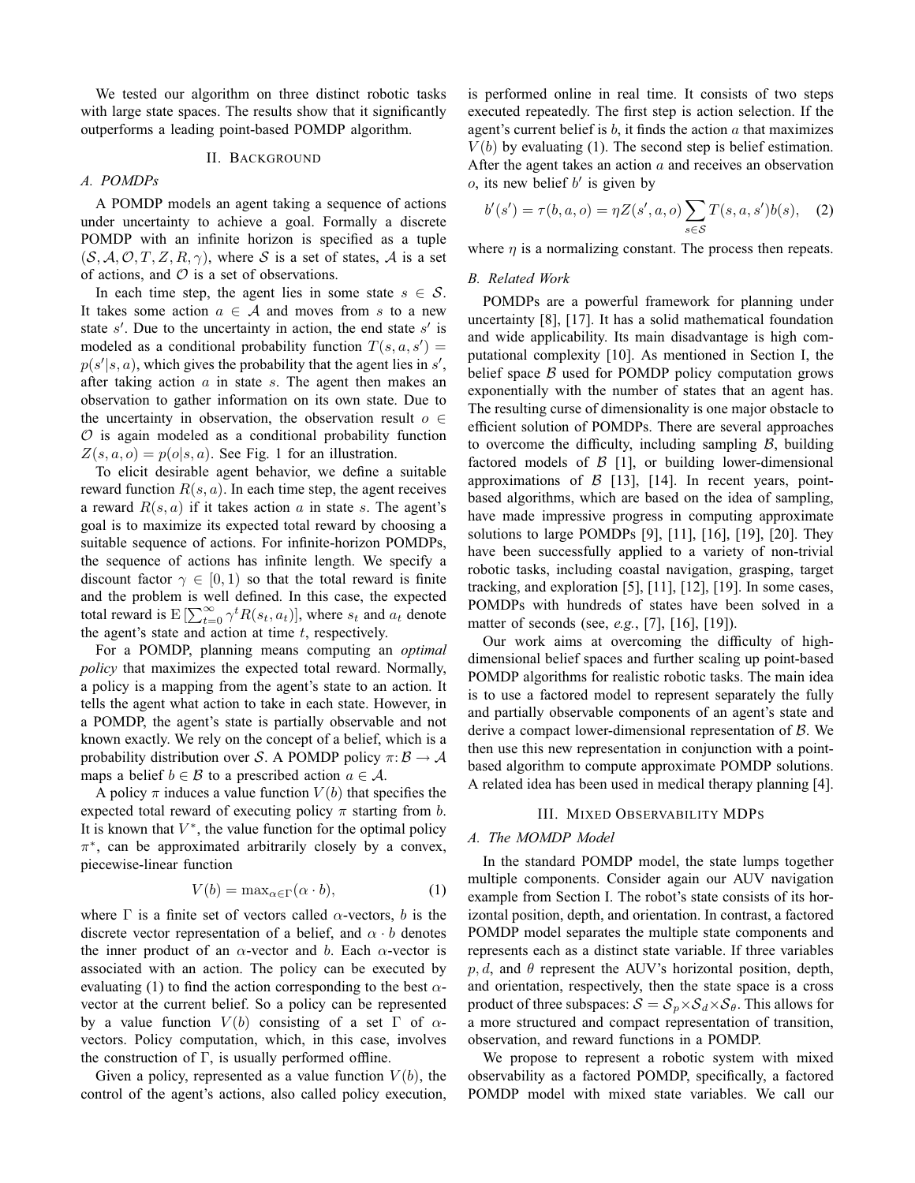We tested our algorithm on three distinct robotic tasks with large state spaces. The results show that it significantly outperforms a leading point-based POMDP algorithm.

## II. Background

### A. POMDPs

A POMDP models an agent taking a sequence of actions under uncertainty to achieve a goal. Formally a discrete POMDP with an infinite horizon is specified as a tuple $(\mathcal{S}, \mathcal{A}, \mathcal{O}, T, Z, R, \gamma)$, where $\mathcal{S}$ is a set of states, $\mathcal{A}$ is a set of actions, and $\mathcal{O}$ is a set of observations.

In each time step, the agent lies in some state $s \in \mathcal{S}$. It takes some action $a \in \mathcal{A}$ and moves from $s$ to a new state $s'$. Due to the uncertainty in action, the end state $s'$ is modeled as a conditional probability function $T(s, a, s') = p(s'|s, a)$, which gives the probability that the agent lies in $s'$, after taking action $a$ in state $s$. The agent then makes an observation to gather information on its own state. Due to the uncertainty in observation, the observation result $o \in \mathcal{O}$ is again modeled as a conditional probability function $Z(s, a, o) = p(o|s, a)$. See Fig. 1 for an illustration.

To elicit desirable agent behavior, we define a suitable reward function $R(s, a)$. In each time step, the agent receives a reward $R(s, a)$ if it takes action $a$ in state $s$. The agent's goal is to maximize its expected total reward by choosing a suitable sequence of actions. For infinite-horizon POMDPs, the sequence of actions has infinite length. We specify a discount factor $\gamma \in [0, 1)$ so that the total reward is finite and the problem is well defined. In this case, the expected total reward is $\mathrm{E}\left[\sum_{t=0}^{\infty} \gamma^t R(s_t, a_t)\right]$, where $s_t$ and $a_t$ denote the agent's state and action at time $t$, respectively.

For a POMDP, planning means computing an *optimal policy* that maximizes the expected total reward. Normally, a policy is a mapping from the agent's state to an action. It tells the agent what action to take in each state. However, in a POMDP, the agent's state is partially observable and not known exactly. We rely on the concept of a belief, which is a probability distribution over $\mathcal{S}$. A POMDP policy $\pi\colon \mathcal{B} \rightarrow \mathcal{A}$ maps a belief $b \in \mathcal{B}$ to a prescribed action $a \in \mathcal{A}$.

A policy $\pi$ induces a value function $V(b)$ that specifies the expected total reward of executing policy $\pi$ starting from $b$. It is known that $V^*$, the value function for the optimal policy $\pi^*$, can be approximated arbitrarily closely by a convex, piecewise-linear function

$$V(b) = \max_{\alpha \in \Gamma} (\alpha \cdot b), \tag{1}$$

where $\Gamma$ is a finite set of vectors called $\alpha$-vectors, $b$ is the discrete vector representation of a belief, and $\alpha \cdot b$ denotes the inner product of an $\alpha$-vector and $b$. Each $\alpha$-vector is associated with an action. The policy can be executed by evaluating (1) to find the action corresponding to the best $\alpha$-vector at the current belief. So a policy can be represented by a value function $V(b)$ consisting of a set $\Gamma$ of $\alpha$-vectors. Policy computation, which, in this case, involves the construction of $\Gamma$, is usually performed offline.

Given a policy, represented as a value function $V(b)$, the control of the agent's actions, also called policy execution, is performed online in real time. It consists of two steps executed repeatedly. The first step is action selection. If the agent's current belief is $b$, it finds the action $a$ that maximizes $V(b)$ by evaluating (1). The second step is belief estimation. After the agent takes an action $a$ and receives an observation $o$, its new belief $b'$ is given by

$$b'(s') = \tau(b, a, o) = \eta Z(s', a, o) \sum_{s \in \mathcal{S}} T(s, a, s') b(s), \tag{2}$$

where $\eta$ is a normalizing constant. The process then repeats.

### B. Related Work

POMDPs are a powerful framework for planning under uncertainty [8], [17]. It has a solid mathematical foundation and wide applicability. Its main disadvantage is high computational complexity [10]. As mentioned in Section I, the belief space $\mathcal{B}$ used for POMDP policy computation grows exponentially with the number of states that an agent has. The resulting curse of dimensionality is one major obstacle to efficient solution of POMDPs. There are several approaches to overcome the difficulty, including sampling $\mathcal{B}$, building factored models of $\mathcal{B}$ [1], or building lower-dimensional approximations of $\mathcal{B}$ [13], [14]. In recent years, point-based algorithms, which are based on the idea of sampling, have made impressive progress in computing approximate solutions to large POMDPs [9], [11], [16], [19], [20]. They have been successfully applied to a variety of non-trivial robotic tasks, including coastal navigation, grasping, target tracking, and exploration [5], [11], [12], [19]. In some cases, POMDPs with hundreds of states have been solved in a matter of seconds (see, *e.g.*, [7], [16], [19]).

Our work aims at overcoming the difficulty of high-dimensional belief spaces and further scaling up point-based POMDP algorithms for realistic robotic tasks. The main idea is to use a factored model to represent separately the fully and partially observable components of an agent's state and derive a compact lower-dimensional representation of $\mathcal{B}$. We then use this new representation in conjunction with a point-based algorithm to compute approximate POMDP solutions. A related idea has been used in medical therapy planning [4].

## III. Mixed Observability MDPs

### A. The MOMDP Model

In the standard POMDP model, the state lumps together multiple components. Consider again our AUV navigation example from Section I. The robot's state consists of its horizontal position, depth, and orientation. In contrast, a factored POMDP model separates the multiple state components and represents each as a distinct state variable. If three variables $p, d$, and $\theta$ represent the AUV's horizontal position, depth, and orientation, respectively, then the state space is a cross product of three subspaces: $\mathcal{S} = \mathcal{S}_p \times \mathcal{S}_d \times \mathcal{S}_\theta$. This allows for a more structured and compact representation of transition, observation, and reward functions in a POMDP.

We propose to represent a robotic system with mixed observability as a factored POMDP, specifically, a factored POMDP model with mixed state variables. We call our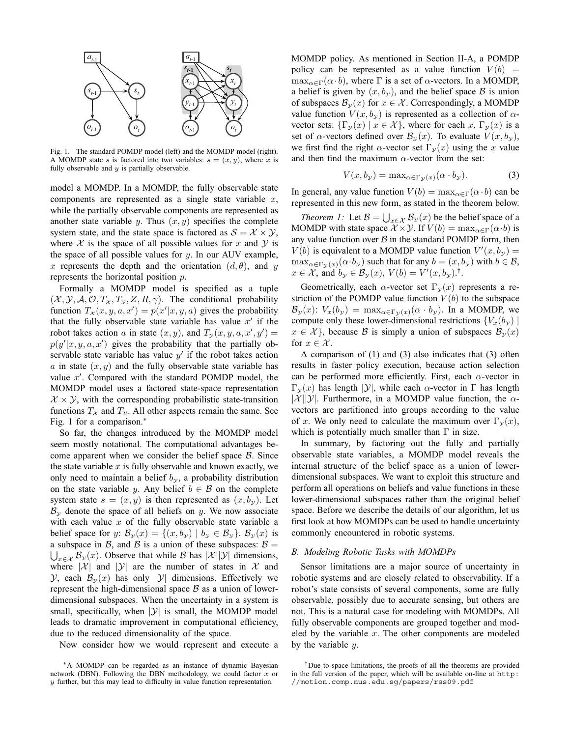Fig. 1. The standard POMDP model (left) and the MOMDP model (right). A MOMDP state $s$ is factored into two variables: $s = (x, y)$, where $x$ is fully observable and $y$ is partially observable.

model a MOMDP. In a MOMDP, the fully observable state components are represented as a single state variable $x$, while the partially observable components are represented as another state variable $y$. Thus $(x, y)$ specifies the complete system state, and the state space is factored as $\mathcal{S} = \mathcal{X} \times \mathcal{Y}$, where $\mathcal{X}$ is the space of all possible values for $x$ and $\mathcal{Y}$ is the space of all possible values for $y$. In our AUV example, $x$ represents the depth and the orientation $(d, \theta)$, and $y$ represents the horizontal position $p$.

Formally a MOMDP model is specified as a tuple $(\mathcal{X}, \mathcal{Y}, \mathcal{A}, \mathcal{O}, T_\mathcal{X}, T_\mathcal{Y}, Z, R, \gamma)$. The conditional probability function $T_\mathcal{X}(x, y, a, x') = p(x'|x, y, a)$ gives the probability that the fully observable state variable has value $x'$ if the robot takes action $a$ in state $(x, y)$, and $T_\mathcal{Y}(x, y, a, x', y') = p(y'|x, y, a, x')$ gives the probability that the partially observable state variable has value $y'$ if the robot takes action $a$ in state $(x, y)$ and the fully observable state variable has value $x'$. Compared with the standard POMDP model, the MOMDP model uses a factored state-space representation $\mathcal{X} \times \mathcal{Y}$, with the corresponding probabilistic state-transition functions $T_\mathcal{X}$ and $T_\mathcal{Y}$. All other aspects remain the same. See Fig. 1 for a comparison.*

So far, the changes introduced by the MOMDP model seem mostly notational. The computational advantages become apparent when we consider the belief space $\mathcal{B}$. Since the state variable $x$ is fully observable and known exactly, we only need to maintain a belief $b_\mathcal{Y}$, a probability distribution on the state variable $y$. Any belief $b \in \mathcal{B}$ on the complete system state $s = (x, y)$ is then represented as $(x, b_\mathcal{Y})$. Let $\mathcal{B}_\mathcal{Y}$ denote the space of all beliefs on $y$. We now associate with each value $x$ of the fully observable state variable a belief space for $y$: $\mathcal{B}_\mathcal{Y}(x) = \{(x, b_\mathcal{Y}) \mid b_\mathcal{Y} \in \mathcal{B}_\mathcal{Y}\}$. $\mathcal{B}_\mathcal{Y}(x)$ is a subspace in $\mathcal{B}$, and $\mathcal{B}$ is a union of these subspaces: $\mathcal{B} = \bigcup_{x \in \mathcal{X}} \mathcal{B}_\mathcal{Y}(x)$. Observe that while $\mathcal{B}$ has $|\mathcal{X}||\mathcal{Y}|$ dimensions, where $|\mathcal{X}|$ and $|\mathcal{Y}|$ are the number of states in $\mathcal{X}$ and $\mathcal{Y}$, each $\mathcal{B}_\mathcal{Y}(x)$ has only $|\mathcal{Y}|$ dimensions. Effectively we represent the high-dimensional space $\mathcal{B}$ as a union of lower-dimensional subspaces. When the uncertainty in a system is small, specifically, when $|\mathcal{Y}|$ is small, the MOMDP model leads to dramatic improvement in computational efficiency, due to the reduced dimensionality of the space.

Now consider how we would represent and execute a MOMDP policy. As mentioned in Section II-A, a POMDP policy can be represented as a value function $V(b) = \max_{\alpha \in \Gamma}(\alpha \cdot b)$, where $\Gamma$ is a set of $\alpha$-vectors. In a MOMDP, a belief is given by $(x, b_\mathcal{Y})$, and the belief space $\mathcal{B}$ is union of subspaces $\mathcal{B}_\mathcal{Y}(x)$ for $x \in \mathcal{X}$. Correspondingly, a MOMDP value function $V(x, b_\mathcal{Y})$ is represented as a collection of $\alpha$-vector sets: $\{\Gamma_\mathcal{Y}(x) \mid x \in \mathcal{X}\}$, where for each $x$, $\Gamma_\mathcal{Y}(x)$ is a set of $\alpha$-vectors defined over $\mathcal{B}_\mathcal{Y}(x)$. To evaluate $V(x, b_\mathcal{Y})$, we first find the right $\alpha$-vector set $\Gamma_\mathcal{Y}(x)$ using the $x$ value and then find the maximum $\alpha$-vector from the set:

$$V(x, b_\mathcal{Y}) = \max_{\alpha \in \Gamma_\mathcal{Y}(x)}(\alpha \cdot b_\mathcal{Y}). \qquad (3)$$

In general, any value function $V(b) = \max_{\alpha \in \Gamma}(\alpha \cdot b)$ can be represented in this new form, as stated in the theorem below.

*Theorem 1:* Let $\mathcal{B} = \bigcup_{x \in \mathcal{X}} \mathcal{B}_\mathcal{Y}(x)$ be the belief space of a MOMDP with state space $\mathcal{X} \times \mathcal{Y}$. If $V(b) = \max_{\alpha \in \Gamma}(\alpha \cdot b)$ is any value function over $\mathcal{B}$ in the standard POMDP form, then $V(b)$ is equivalent to a MOMDP value function $V'(x, b_\mathcal{Y}) = \max_{\alpha \in \Gamma_\mathcal{Y}(x)}(\alpha \cdot b_\mathcal{Y})$ such that for any $b = (x, b_\mathcal{Y})$ with $b \in \mathcal{B}$, $x \in \mathcal{X}$, and $b_\mathcal{Y} \in \mathcal{B}_\mathcal{Y}(x)$, $V(b) = V'(x, b_\mathcal{Y})$.†.

Geometrically, each $\alpha$-vector set $\Gamma_\mathcal{Y}(x)$ represents a restriction of the POMDP value function $V(b)$ to the subspace $\mathcal{B}_\mathcal{Y}(x)$: $V_x(b_\mathcal{Y}) = \max_{\alpha \in \Gamma_\mathcal{Y}(x)}(\alpha \cdot b_\mathcal{Y})$. In a MOMDP, we compute only these lower-dimensional restrictions $\{V_x(b_\mathcal{Y}) \mid x \in \mathcal{X}\}$, because $\mathcal{B}$ is simply a union of subspaces $\mathcal{B}_\mathcal{Y}(x)$ for $x \in \mathcal{X}$.

A comparison of (1) and (3) also indicates that (3) often results in faster policy execution, because action selection can be performed more efficiently. First, each $\alpha$-vector in $\Gamma_\mathcal{Y}(x)$ has length $|\mathcal{Y}|$, while each $\alpha$-vector in $\Gamma$ has length $|\mathcal{X}||\mathcal{Y}|$. Furthermore, in a MOMDP value function, the $\alpha$-vectors are partitioned into groups according to the value of $x$. We only need to calculate the maximum over $\Gamma_\mathcal{Y}(x)$, which is potentially much smaller than $\Gamma$ in size.

In summary, by factoring out the fully and partially observable state variables, a MOMDP model reveals the internal structure of the belief space as a union of lower-dimensional subspaces. We want to exploit this structure and perform all operations on beliefs and value functions in these lower-dimensional subspaces rather than the original belief space. Before we describe the details of our algorithm, let us first look at how MOMDPs can be used to handle uncertainty commonly encountered in robotic systems.

### B. Modeling Robotic Tasks with MOMDPs

Sensor limitations are a major source of uncertainty in robotic systems and are closely related to observability. If a robot's state consists of several components, some are fully observable, possibly due to accurate sensing, but others are not. This is a natural case for modeling with MOMDPs. All fully observable components are grouped together and modeled by the variable $x$. The other components are modeled by the variable $y$.

*A MOMDP can be regarded as an instance of dynamic Bayesian network (DBN). Following the DBN methodology, we could factor $x$ or $y$ further, but this may lead to difficulty in value function representation.

†Due to space limitations, the proofs of all the theorems are provided in the full version of the paper, which will be available on-line at `http://motion.comp.nus.edu.sg/papers/rss09.pdf`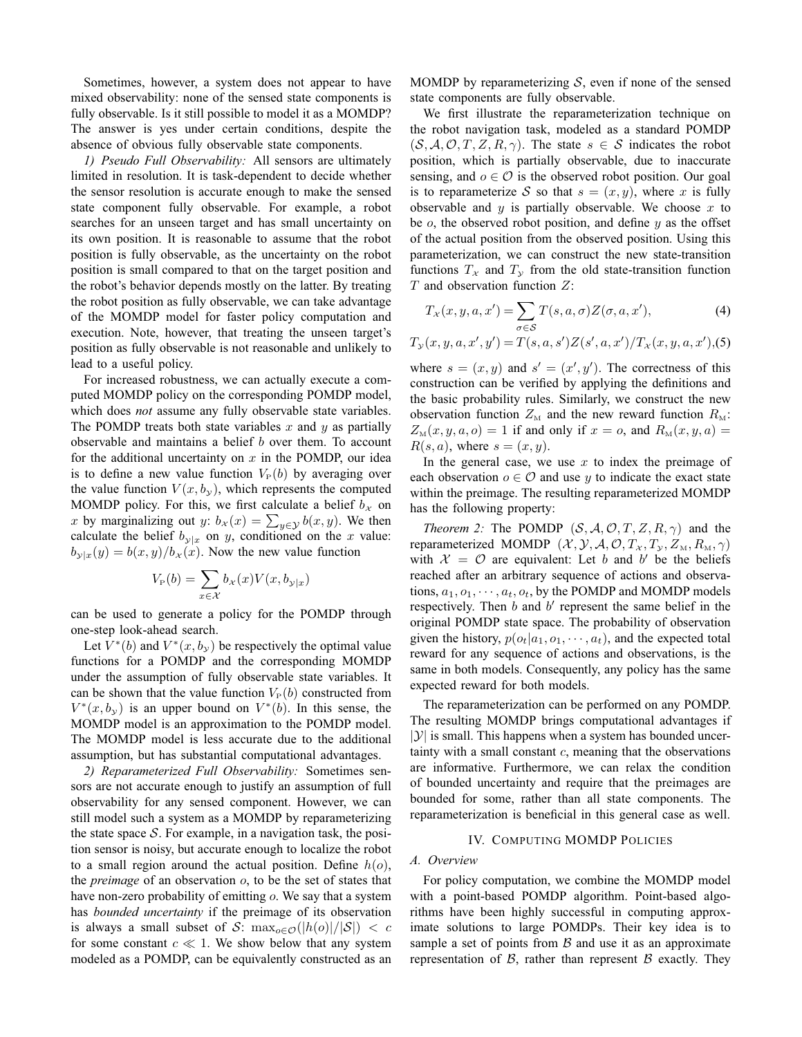Sometimes, however, a system does not appear to have mixed observability: none of the sensed state components is fully observable. Is it still possible to model it as a MOMDP? The answer is yes under certain conditions, despite the absence of obvious fully observable state components.

*1) Pseudo Full Observability:* All sensors are ultimately limited in resolution. It is task-dependent to decide whether the sensor resolution is accurate enough to make the sensed state component fully observable. For example, a robot searches for an unseen target and has small uncertainty on its own position. It is reasonable to assume that the robot position is fully observable, as the uncertainty on the robot position is small compared to that on the target position and the robot's behavior depends mostly on the latter. By treating the robot position as fully observable, we can take advantage of the MOMDP model for faster policy computation and execution. Note, however, that treating the unseen target's position as fully observable is not reasonable and unlikely to lead to a useful policy.

For increased robustness, we can actually execute a computed MOMDP policy on the corresponding POMDP model, which does *not* assume any fully observable state variables. The POMDP treats both state variables $x$ and $y$ as partially observable and maintains a belief $b$ over them. To account for the additional uncertainty on $x$ in the POMDP, our idea is to define a new value function $V_{\text{P}}(b)$ by averaging over the value function $V(x, b_{\mathcal{Y}})$, which represents the computed MOMDP policy. For this, we first calculate a belief $b_{\mathcal{X}}$ on $x$ by marginalizing out $y$: $b_{\mathcal{X}}(x) = \sum_{y \in \mathcal{Y}} b(x, y)$. We then calculate the belief $b_{\mathcal{Y}|x}$ on $y$, conditioned on the $x$ value: $b_{\mathcal{Y}|x}(y) = b(x, y)/b_{\mathcal{X}}(x)$. Now the new value function

$$V_{\text{P}}(b) = \sum_{x \in \mathcal{X}} b_{\mathcal{X}}(x) V(x, b_{\mathcal{Y}|x})$$

can be used to generate a policy for the POMDP through one-step look-ahead search.

Let $V^*(b)$ and $V^*(x, b_{\mathcal{Y}})$ be respectively the optimal value functions for a POMDP and the corresponding MOMDP under the assumption of fully observable state variables. It can be shown that the value function $V_{\text{P}}(b)$ constructed from $V^*(x, b_{\mathcal{Y}})$ is an upper bound on $V^*(b)$. In this sense, the MOMDP model is an approximation to the POMDP model. The MOMDP model is less accurate due to the additional assumption, but has substantial computational advantages.

*2) Reparameterized Full Observability:* Sometimes sensors are not accurate enough to justify an assumption of full observability for any sensed component. However, we can still model such a system as a MOMDP by reparameterizing the state space $\mathcal{S}$. For example, in a navigation task, the position sensor is noisy, but accurate enough to localize the robot to a small region around the actual position. Define $h(o)$, the *preimage* of an observation $o$, to be the set of states that have non-zero probability of emitting $o$. We say that a system has *bounded uncertainty* if the preimage of its observation is always a small subset of $\mathcal{S}$: $\max_{o \in \mathcal{O}}(|h(o)|/|\mathcal{S}|) < c$ for some constant $c \ll 1$. We show below that any system modeled as a POMDP, can be equivalently constructed as an MOMDP by reparameterizing $\mathcal{S}$, even if none of the sensed state components are fully observable.

We first illustrate the reparameterization technique on the robot navigation task, modeled as a standard POMDP $(\mathcal{S}, \mathcal{A}, \mathcal{O}, T, Z, R, \gamma)$. The state $s \in \mathcal{S}$ indicates the robot position, which is partially observable, due to inaccurate sensing, and $o \in \mathcal{O}$ is the observed robot position. Our goal is to reparameterize $\mathcal{S}$ so that $s = (x, y)$, where $x$ is fully observable and $y$ is partially observable. We choose $x$ to be $o$, the observed robot position, and define $y$ as the offset of the actual position from the observed position. Using this parameterization, we can construct the new state-transition functions $T_{\mathcal{X}}$ and $T_{\mathcal{Y}}$ from the old state-transition function $T$ and observation function $Z$:

$$T_{\mathcal{X}}(x, y, a, x') = \sum_{\sigma \in \mathcal{S}} T(s, a, \sigma) Z(\sigma, a, x'), \tag{4}$$

$$T_{\mathcal{Y}}(x, y, a, x', y') = T(s, a, s') Z(s', a, x') / T_{\mathcal{X}}(x, y, a, x'), \tag{5}$$

where $s = (x, y)$ and $s' = (x', y')$. The correctness of this construction can be verified by applying the definitions and the basic probability rules. Similarly, we construct the new observation function $Z_{\text{M}}$ and the new reward function $R_{\text{M}}$: $Z_{\text{M}}(x, y, a, o) = 1$ if and only if $x = o$, and $R_{\text{M}}(x, y, a) = R(s, a)$, where $s = (x, y)$.

In the general case, we use $x$ to index the preimage of each observation $o \in \mathcal{O}$ and use $y$ to indicate the exact state within the preimage. The resulting reparameterized MOMDP has the following property:

*Theorem 2:* The POMDP $(\mathcal{S}, \mathcal{A}, \mathcal{O}, T, Z, R, \gamma)$ and the reparameterized MOMDP $(\mathcal{X}, \mathcal{Y}, \mathcal{A}, \mathcal{O}, T_{\mathcal{X}}, T_{\mathcal{Y}}, Z_{\text{M}}, R_{\text{M}}, \gamma)$ with $\mathcal{X} = \mathcal{O}$ are equivalent: Let $b$ and $b'$ be the beliefs reached after an arbitrary sequence of actions and observations, $a_1, o_1, \cdots, a_t, o_t$, by the POMDP and MOMDP models respectively. Then $b$ and $b'$ represent the same belief in the original POMDP state space. The probability of observation given the history, $p(o_t|a_1, o_1, \cdots, a_t)$, and the expected total reward for any sequence of actions and observations, is the same in both models. Consequently, any policy has the same expected reward for both models.

The reparameterization can be performed on any POMDP. The resulting MOMDP brings computational advantages if $|\mathcal{Y}|$ is small. This happens when a system has bounded uncertainty with a small constant $c$, meaning that the observations are informative. Furthermore, we can relax the condition of bounded uncertainty and require that the preimages are bounded for some, rather than all state components. The reparameterization is beneficial in this general case as well.

## IV. Computing MOMDP Policies

### A. Overview

For policy computation, we combine the MOMDP model with a point-based POMDP algorithm. Point-based algorithms have been highly successful in computing approximate solutions to large POMDPs. Their key idea is to sample a set of points from $\mathcal{B}$ and use it as an approximate representation of $\mathcal{B}$, rather than represent $\mathcal{B}$ exactly. They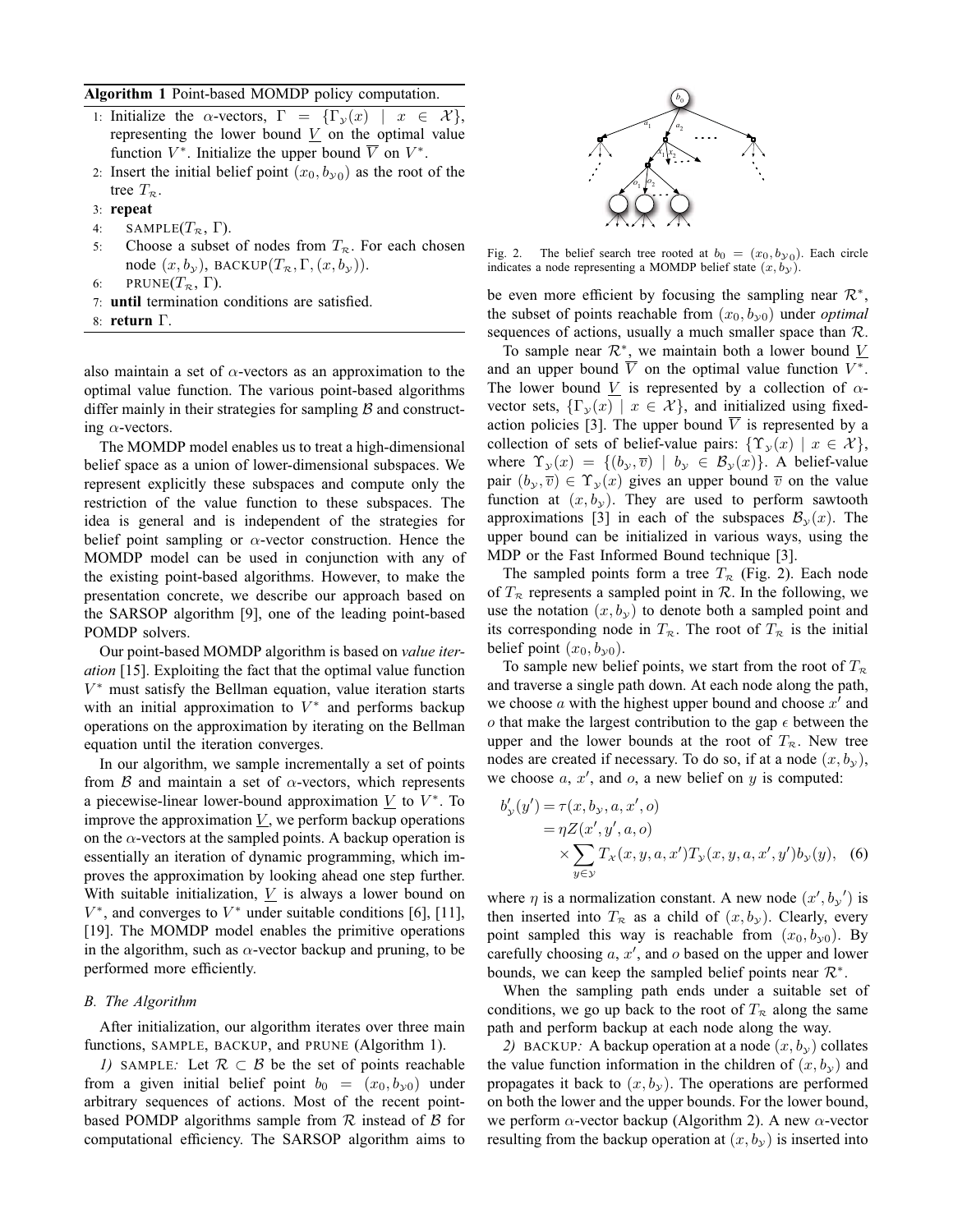**Algorithm 1** Point-based MOMDP policy computation.

1: Initialize the $\alpha$-vectors, $\Gamma = \{\Gamma_{\mathcal{Y}}(x) \mid x \in \mathcal{X}\}$, representing the lower bound $\underline{V}$ on the optimal value function $V^*$. Initialize the upper bound $\overline{V}$ on $V^*$.
2: Insert the initial belief point $(x_0, b_{\mathcal{Y}0})$ as the root of the tree $T_{\mathcal{R}}$.
3: **repeat**
4: SAMPLE($T_{\mathcal{R}}$, $\Gamma$).
5: Choose a subset of nodes from $T_{\mathcal{R}}$. For each chosen node $(x, b_{\mathcal{Y}})$, BACKUP($T_{\mathcal{R}}, \Gamma, (x, b_{\mathcal{Y}})$).
6: PRUNE($T_{\mathcal{R}}$, $\Gamma$).
7: **until** termination conditions are satisfied.
8: **return** $\Gamma$.

also maintain a set of $\alpha$-vectors as an approximation to the optimal value function. The various point-based algorithms differ mainly in their strategies for sampling $\mathcal{B}$ and constructing $\alpha$-vectors.

The MOMDP model enables us to treat a high-dimensional belief space as a union of lower-dimensional subspaces. We represent explicitly these subspaces and compute only the restriction of the value function to these subspaces. The idea is general and is independent of the strategies for belief point sampling or $\alpha$-vector construction. Hence the MOMDP model can be used in conjunction with any of the existing point-based algorithms. However, to make the presentation concrete, we describe our approach based on the SARSOP algorithm [9], one of the leading point-based POMDP solvers.

Our point-based MOMDP algorithm is based on *value iteration* [15]. Exploiting the fact that the optimal value function $V^*$ must satisfy the Bellman equation, value iteration starts with an initial approximation to $V^*$ and performs backup operations on the approximation by iterating on the Bellman equation until the iteration converges.

In our algorithm, we sample incrementally a set of points from $\mathcal{B}$ and maintain a set of $\alpha$-vectors, which represents a piecewise-linear lower-bound approximation $\underline{V}$ to $V^*$. To improve the approximation $\underline{V}$, we perform backup operations on the $\alpha$-vectors at the sampled points. A backup operation is essentially an iteration of dynamic programming, which improves the approximation by looking ahead one step further. With suitable initialization, $\underline{V}$ is always a lower bound on $V^*$, and converges to $V^*$ under suitable conditions [6], [11], [19]. The MOMDP model enables the primitive operations in the algorithm, such as $\alpha$-vector backup and pruning, to be performed more efficiently.

### B. The Algorithm

After initialization, our algorithm iterates over three main functions, SAMPLE, BACKUP, and PRUNE (Algorithm 1).

*1)* SAMPLE*:* Let $\mathcal{R} \subset \mathcal{B}$ be the set of points reachable from a given initial belief point $b_0 = (x_0, b_{\mathcal{Y}0})$ under arbitrary sequences of actions. Most of the recent point-based POMDP algorithms sample from $\mathcal{R}$ instead of $\mathcal{B}$ for computational efficiency. The SARSOP algorithm aims to be even more efficient by focusing the sampling near $\mathcal{R}^*$, the subset of points reachable from $(x_0, b_{\mathcal{Y}0})$ under *optimal* sequences of actions, usually a much smaller space than $\mathcal{R}$.

Fig. 2. The belief search tree rooted at $b_0 = (x_0, b_{\mathcal{Y}0})$. Each circle indicates a node representing a MOMDP belief state $(x, b_{\mathcal{Y}})$.

To sample near $\mathcal{R}^*$, we maintain both a lower bound $\underline{V}$ and an upper bound $\overline{V}$ on the optimal value function $V^*$. The lower bound $\underline{V}$ is represented by a collection of $\alpha$-vector sets, $\{\Gamma_{\mathcal{Y}}(x) \mid x \in \mathcal{X}\}$, and initialized using fixed-action policies [3]. The upper bound $\overline{V}$ is represented by a collection of sets of belief-value pairs: $\{\Upsilon_{\mathcal{Y}}(x) \mid x \in \mathcal{X}\}$, where $\Upsilon_{\mathcal{Y}}(x) = \{(b_{\mathcal{Y}}, \overline{v}) \mid b_{\mathcal{Y}} \in \mathcal{B}_{\mathcal{Y}}(x)\}$. A belief-value pair $(b_{\mathcal{Y}}, \overline{v}) \in \Upsilon_{\mathcal{Y}}(x)$ gives an upper bound $\overline{v}$ on the value function at $(x, b_{\mathcal{Y}})$. They are used to perform sawtooth approximations [3] in each of the subspaces $\mathcal{B}_{\mathcal{Y}}(x)$. The upper bound can be initialized in various ways, using the MDP or the Fast Informed Bound technique [3].

The sampled points form a tree $T_{\mathcal{R}}$ (Fig. 2). Each node of $T_{\mathcal{R}}$ represents a sampled point in $\mathcal{R}$. In the following, we use the notation $(x, b_{\mathcal{Y}})$ to denote both a sampled point and its corresponding node in $T_{\mathcal{R}}$. The root of $T_{\mathcal{R}}$ is the initial belief point $(x_0, b_{\mathcal{Y}0})$.

To sample new belief points, we start from the root of $T_{\mathcal{R}}$ and traverse a single path down. At each node along the path, we choose $a$ with the highest upper bound and choose $x'$ and $o$ that make the largest contribution to the gap $\epsilon$ between the upper and the lower bounds at the root of $T_{\mathcal{R}}$. New tree nodes are created if necessary. To do so, if at a node $(x, b_{\mathcal{Y}})$, we choose $a$, $x'$, and $o$, a new belief on $y$ is computed:

$$
\begin{aligned}
b'_{\mathcal{Y}}(y') &= \tau(x, b_{\mathcal{Y}}, a, x', o) \\
&= \eta Z(x', y', a, o) \\
&\quad \times \sum_{y \in \mathcal{Y}} T_{\mathcal{X}}(x, y, a, x') T_{\mathcal{Y}}(x, y, a, x', y') b_{\mathcal{Y}}(y), \quad (6)
\end{aligned}
$$

where $\eta$ is a normalization constant. A new node $(x', {b_{\mathcal{Y}}}')$ is then inserted into $T_{\mathcal{R}}$ as a child of $(x, b_{\mathcal{Y}})$. Clearly, every point sampled this way is reachable from $(x_0, b_{\mathcal{Y}0})$. By carefully choosing $a$, $x'$, and $o$ based on the upper and lower bounds, we can keep the sampled belief points near $\mathcal{R}^*$.

When the sampling path ends under a suitable set of conditions, we go up back to the root of $T_{\mathcal{R}}$ along the same path and perform backup at each node along the way.

*2)* BACKUP*:* A backup operation at a node $(x, b_{\mathcal{Y}})$ collates the value function information in the children of $(x, b_{\mathcal{Y}})$ and propagates it back to $(x, b_{\mathcal{Y}})$. The operations are performed on both the lower and the upper bounds. For the lower bound, we perform $\alpha$-vector backup (Algorithm 2). A new $\alpha$-vector resulting from the backup operation at $(x, b_{\mathcal{Y}})$ is inserted into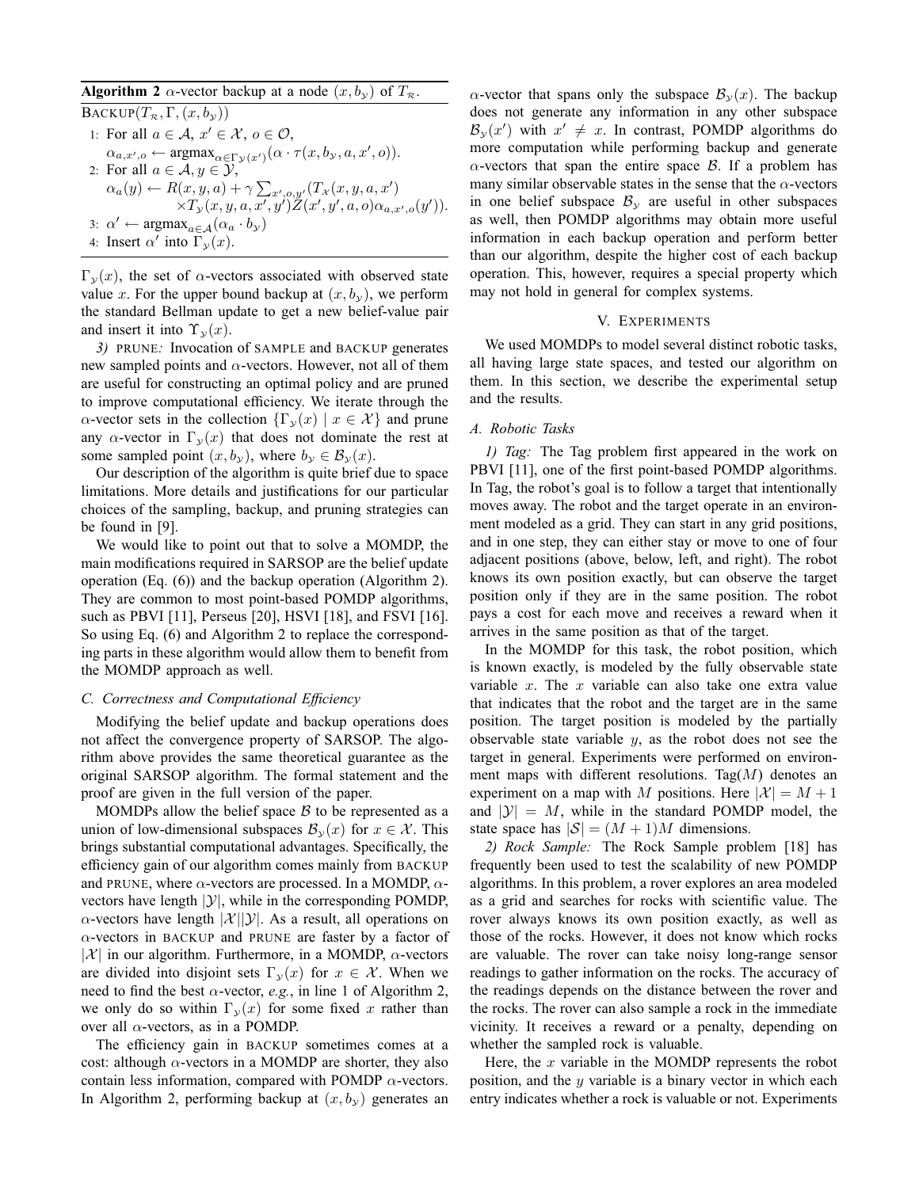**Algorithm 2** $\alpha$-vector backup at a node $(x, b_\mathcal{Y})$ of $T_\mathcal{R}$.

BACKUP($T_\mathcal{R}, \Gamma, (x, b_\mathcal{Y})$)

1: For all $a \in \mathcal{A}$, $x' \in \mathcal{X}$, $o \in \mathcal{O}$,
$\alpha_{a,x',o} \leftarrow \text{argmax}_{\alpha \in \Gamma_\mathcal{Y}(x')}(\alpha \cdot \tau(x, b_\mathcal{Y}, a, x', o))$.
2: For all $a \in \mathcal{A}, y \in \mathcal{Y}$,
$\alpha_a(y) \leftarrow R(x, y, a) + \gamma \sum_{x',o,y'}(T_\mathcal{X}(x, y, a, x') \times T_\mathcal{Y}(x, y, a, x', y') Z(x', y', a, o) \alpha_{a,x',o}(y'))$.
3: $\alpha' \leftarrow \text{argmax}_{a \in \mathcal{A}}(\alpha_a \cdot b_\mathcal{Y})$
4: Insert $\alpha'$ into $\Gamma_\mathcal{Y}(x)$.

$\Gamma_\mathcal{Y}(x)$, the set of $\alpha$-vectors associated with observed state value $x$. For the upper bound backup at $(x, b_\mathcal{Y})$, we perform the standard Bellman update to get a new belief-value pair and insert it into $\Upsilon_\mathcal{Y}(x)$.

*3)* PRUNE*:* Invocation of SAMPLE and BACKUP generates new sampled points and $\alpha$-vectors. However, not all of them are useful for constructing an optimal policy and are pruned to improve computational efficiency. We iterate through the $\alpha$-vector sets in the collection $\{\Gamma_\mathcal{Y}(x) \mid x \in \mathcal{X}\}$ and prune any $\alpha$-vector in $\Gamma_\mathcal{Y}(x)$ that does not dominate the rest at some sampled point $(x, b_\mathcal{Y})$, where $b_\mathcal{Y} \in \mathcal{B}_\mathcal{Y}(x)$.

Our description of the algorithm is quite brief due to space limitations. More details and justifications for our particular choices of the sampling, backup, and pruning strategies can be found in [9].

We would like to point out that to solve a MOMDP, the main modifications required in SARSOP are the belief update operation (Eq. (6)) and the backup operation (Algorithm 2). They are common to most point-based POMDP algorithms, such as PBVI [11], Perseus [20], HSVI [18], and FSVI [16]. So using Eq. (6) and Algorithm 2 to replace the corresponding parts in these algorithm would allow them to benefit from the MOMDP approach as well.

### *C. Correctness and Computational Efficiency*

Modifying the belief update and backup operations does not affect the convergence property of SARSOP. The algorithm above provides the same theoretical guarantee as the original SARSOP algorithm. The formal statement and the proof are given in the full version of the paper.

MOMDPs allow the belief space $\mathcal{B}$ to be represented as a union of low-dimensional subspaces $\mathcal{B}_\mathcal{Y}(x)$ for $x \in \mathcal{X}$. This brings substantial computational advantages. Specifically, the efficiency gain of our algorithm comes mainly from BACKUP and PRUNE, where $\alpha$-vectors are processed. In a MOMDP, $\alpha$-vectors have length $|\mathcal{Y}|$, while in the corresponding POMDP, $\alpha$-vectors have length $|\mathcal{X}||\mathcal{Y}|$. As a result, all operations on $\alpha$-vectors in BACKUP and PRUNE are faster by a factor of $|\mathcal{X}|$ in our algorithm. Furthermore, in a MOMDP, $\alpha$-vectors are divided into disjoint sets $\Gamma_\mathcal{Y}(x)$ for $x \in \mathcal{X}$. When we need to find the best $\alpha$-vector, *e.g.*, in line 1 of Algorithm 2, we only do so within $\Gamma_\mathcal{Y}(x)$ for some fixed $x$ rather than over all $\alpha$-vectors, as in a POMDP.

The efficiency gain in BACKUP sometimes comes at a cost: although $\alpha$-vectors in a MOMDP are shorter, they also contain less information, compared with POMDP $\alpha$-vectors. In Algorithm 2, performing backup at $(x, b_\mathcal{Y})$ generates an $\alpha$-vector that spans only the subspace $\mathcal{B}_\mathcal{Y}(x)$. The backup does not generate any information in any other subspace $\mathcal{B}_\mathcal{Y}(x')$ with $x' \neq x$. In contrast, POMDP algorithms do more computation while performing backup and generate $\alpha$-vectors that span the entire space $\mathcal{B}$. If a problem has many similar observable states in the sense that the $\alpha$-vectors in one belief subspace $\mathcal{B}_\mathcal{Y}$ are useful in other subspaces as well, then POMDP algorithms may obtain more useful information in each backup operation and perform better than our algorithm, despite the higher cost of each backup operation. This, however, requires a special property which may not hold in general for complex systems.

## V. EXPERIMENTS

We used MOMDPs to model several distinct robotic tasks, all having large state spaces, and tested our algorithm on them. In this section, we describe the experimental setup and the results.

### *A. Robotic Tasks*

*1) Tag:* The Tag problem first appeared in the work on PBVI [11], one of the first point-based POMDP algorithms. In Tag, the robot's goal is to follow a target that intentionally moves away. The robot and the target operate in an environment modeled as a grid. They can start in any grid positions, and in one step, they can either stay or move to one of four adjacent positions (above, below, left, and right). The robot knows its own position exactly, but can observe the target position only if they are in the same position. The robot pays a cost for each move and receives a reward when it arrives in the same position as that of the target.

In the MOMDP for this task, the robot position, which is known exactly, is modeled by the fully observable state variable $x$. The $x$ variable can also take one extra value that indicates that the robot and the target are in the same position. The target position is modeled by the partially observable state variable $y$, as the robot does not see the target in general. Experiments were performed on environment maps with different resolutions. Tag($M$) denotes an experiment on a map with $M$ positions. Here $|\mathcal{X}| = M + 1$ and $|\mathcal{Y}| = M$, while in the standard POMDP model, the state space has $|\mathcal{S}| = (M + 1)M$ dimensions.

*2) Rock Sample:* The Rock Sample problem [18] has frequently been used to test the scalability of new POMDP algorithms. In this problem, a rover explores an area modeled as a grid and searches for rocks with scientific value. The rover always knows its own position exactly, as well as those of the rocks. However, it does not know which rocks are valuable. The rover can take noisy long-range sensor readings to gather information on the rocks. The accuracy of the readings depends on the distance between the rover and the rocks. The rover can also sample a rock in the immediate vicinity. It receives a reward or a penalty, depending on whether the sampled rock is valuable.

Here, the $x$ variable in the MOMDP represents the robot position, and the $y$ variable is a binary vector in which each entry indicates whether a rock is valuable or not. Experiments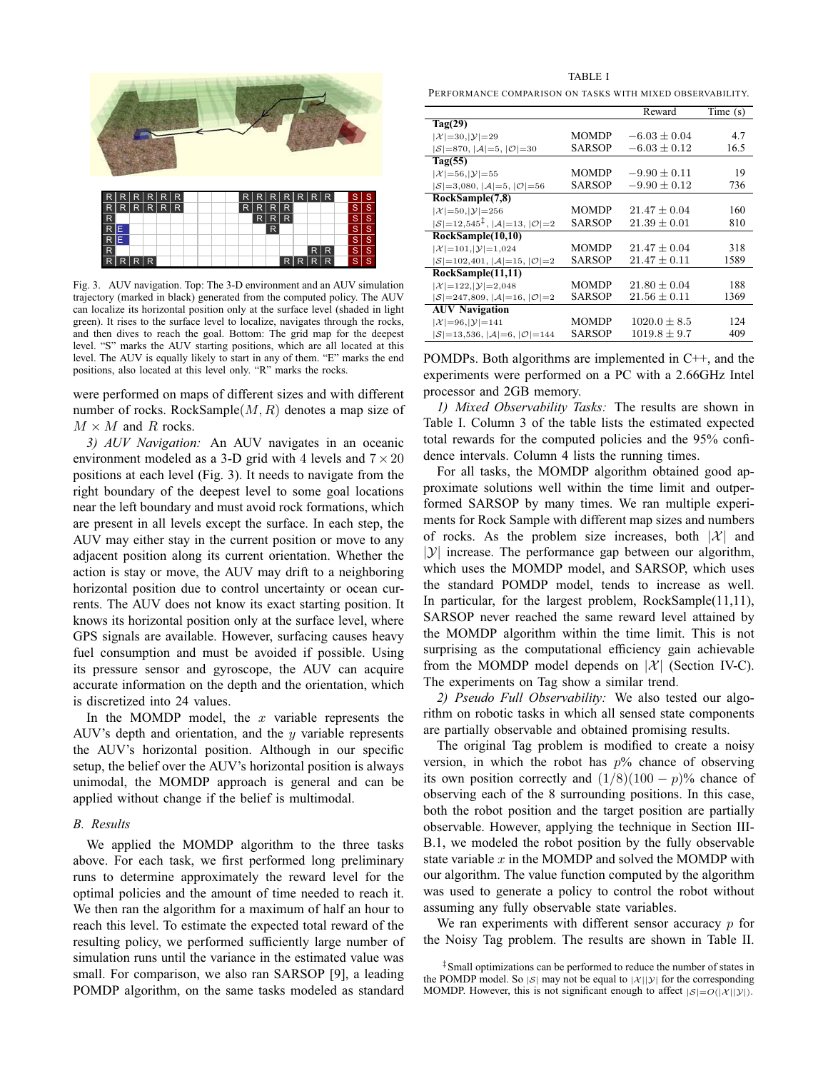Fig. 3. AUV navigation. Top: The 3-D environment and an AUV simulation trajectory (marked in black) generated from the computed policy. The AUV can localize its horizontal position only at the surface level (shaded in light green). It rises to the surface level to localize, navigates through the rocks, and then dives to reach the goal. Bottom: The grid map for the deepest level. "S" marks the AUV starting positions, which are all located at this level. The AUV is equally likely to start in any of them. "E" marks the end positions, also located at this level only. "R" marks the rocks.

were performed on maps of different sizes and with different number of rocks. RockSample$(M, R)$ denotes a map size of $M \times M$ and $R$ rocks.

*3) AUV Navigation:* An AUV navigates in an oceanic environment modeled as a 3-D grid with 4 levels and $7 \times 20$ positions at each level (Fig. 3). It needs to navigate from the right boundary of the deepest level to some goal locations near the left boundary and must avoid rock formations, which are present in all levels except the surface. In each step, the AUV may either stay in the current position or move to any adjacent position along its current orientation. Whether the action is stay or move, the AUV may drift to a neighboring horizontal position due to control uncertainty or ocean currents. The AUV does not know its exact starting position. It knows its horizontal position only at the surface level, where GPS signals are available. However, surfacing causes heavy fuel consumption and must be avoided if possible. Using its pressure sensor and gyroscope, the AUV can acquire accurate information on the depth and the orientation, which is discretized into 24 values.

In the MOMDP model, the $x$ variable represents the AUV's depth and orientation, and the $y$ variable represents the AUV's horizontal position. Although in our specific setup, the belief over the AUV's horizontal position is always unimodal, the MOMDP approach is general and can be applied without change if the belief is multimodal.

### B. Results

We applied the MOMDP algorithm to the three tasks above. For each task, we first performed long preliminary runs to determine approximately the reward level for the optimal policies and the amount of time needed to reach it. We then ran the algorithm for a maximum of half an hour to reach this level. To estimate the expected total reward of the resulting policy, we performed sufficiently large number of simulation runs until the variance in the estimated value was small. For comparison, we also ran SARSOP [9], a leading POMDP algorithm, on the same tasks modeled as standard POMDPs. Both algorithms are implemented in C++, and the experiments were performed on a PC with a 2.66GHz Intel processor and 2GB memory.

TABLE I

PERFORMANCE COMPARISON ON TASKS WITH MIXED OBSERVABILITY.

| | | Reward | Time (s) |
|---|---|---|---|
| **Tag(29)** | | | |
| $\lvert\mathcal{X}\rvert$=30, $\lvert\mathcal{Y}\rvert$=29 | MOMDP | $-6.03 \pm 0.04$ | 4.7 |
| $\lvert\mathcal{S}\rvert$=870, $\lvert\mathcal{A}\rvert$=5, $\lvert\mathcal{O}\rvert$=30 | SARSOP | $-6.03 \pm 0.12$ | 16.5 |
| **Tag(55)** | | | |
| $\lvert\mathcal{X}\rvert$=56, $\lvert\mathcal{Y}\rvert$=55 | MOMDP | $-9.90 \pm 0.11$ | 19 |
| $\lvert\mathcal{S}\rvert$=3,080, $\lvert\mathcal{A}\rvert$=5, $\lvert\mathcal{O}\rvert$=56 | SARSOP | $-9.90 \pm 0.12$ | 736 |
| **RockSample(7,8)** | | | |
| $\lvert\mathcal{X}\rvert$=50, $\lvert\mathcal{Y}\rvert$=256 | MOMDP | $21.47 \pm 0.04$ | 160 |
| $\lvert\mathcal{S}\rvert$=12,545‡, $\lvert\mathcal{A}\rvert$=13, $\lvert\mathcal{O}\rvert$=2 | SARSOP | $21.39 \pm 0.01$ | 810 |
| **RockSample(10,10)** | | | |
| $\lvert\mathcal{X}\rvert$=101, $\lvert\mathcal{Y}\rvert$=1,024 | MOMDP | $21.47 \pm 0.04$ | 318 |
| $\lvert\mathcal{S}\rvert$=102,401, $\lvert\mathcal{A}\rvert$=15, $\lvert\mathcal{O}\rvert$=2 | SARSOP | $21.47 \pm 0.11$ | 1589 |
| **RockSample(11,11)** | | | |
| $\lvert\mathcal{X}\rvert$=122, $\lvert\mathcal{Y}\rvert$=2,048 | MOMDP | $21.80 \pm 0.04$ | 188 |
| $\lvert\mathcal{S}\rvert$=247,809, $\lvert\mathcal{A}\rvert$=16, $\lvert\mathcal{O}\rvert$=2 | SARSOP | $21.56 \pm 0.11$ | 1369 |
| **AUV Navigation** | | | |
| $\lvert\mathcal{X}\rvert$=96, $\lvert\mathcal{Y}\rvert$=141 | MOMDP | $1020.0 \pm 8.5$ | 124 |
| $\lvert\mathcal{S}\rvert$=13,536, $\lvert\mathcal{A}\rvert$=6, $\lvert\mathcal{O}\rvert$=144 | SARSOP | $1019.8 \pm 9.7$ | 409 |

*1) Mixed Observability Tasks:* The results are shown in Table I. Column 3 of the table lists the estimated expected total rewards for the computed policies and the 95% confidence intervals. Column 4 lists the running times.

For all tasks, the MOMDP algorithm obtained good approximate solutions well within the time limit and outperformed SARSOP by many times. We ran multiple experiments for Rock Sample with different map sizes and numbers of rocks. As the problem size increases, both $|\mathcal{X}|$ and $|\mathcal{Y}|$ increase. The performance gap between our algorithm, which uses the MOMDP model, and SARSOP, which uses the standard POMDP model, tends to increase as well. In particular, for the largest problem, RockSample(11,11), SARSOP never reached the same reward level attained by the MOMDP algorithm within the time limit. This is not surprising as the computational efficiency gain achievable from the MOMDP model depends on $|\mathcal{X}|$ (Section IV-C). The experiments on Tag show a similar trend.

*2) Pseudo Full Observability:* We also tested our algorithm on robotic tasks in which all sensed state components are partially observable and obtained promising results.

The original Tag problem is modified to create a noisy version, in which the robot has $p$% chance of observing its own position correctly and $(1/8)(100 - p)$% chance of observing each of the 8 surrounding positions. In this case, both the robot position and the target position are partially observable. However, applying the technique in Section III-B.1, we modeled the robot position by the fully observable state variable $x$ in the MOMDP and solved the MOMDP with our algorithm. The value function computed by the algorithm was used to generate a policy to control the robot without assuming any fully observable state variables.

We ran experiments with different sensor accuracy $p$ for the Noisy Tag problem. The results are shown in Table II.

‡Small optimizations can be performed to reduce the number of states in the POMDP model. So $|\mathcal{S}|$ may not be equal to $|\mathcal{X}||\mathcal{Y}|$ for the corresponding MOMDP. However, this is not significant enough to affect $|\mathcal{S}|=O(|\mathcal{X}||\mathcal{Y}|)$.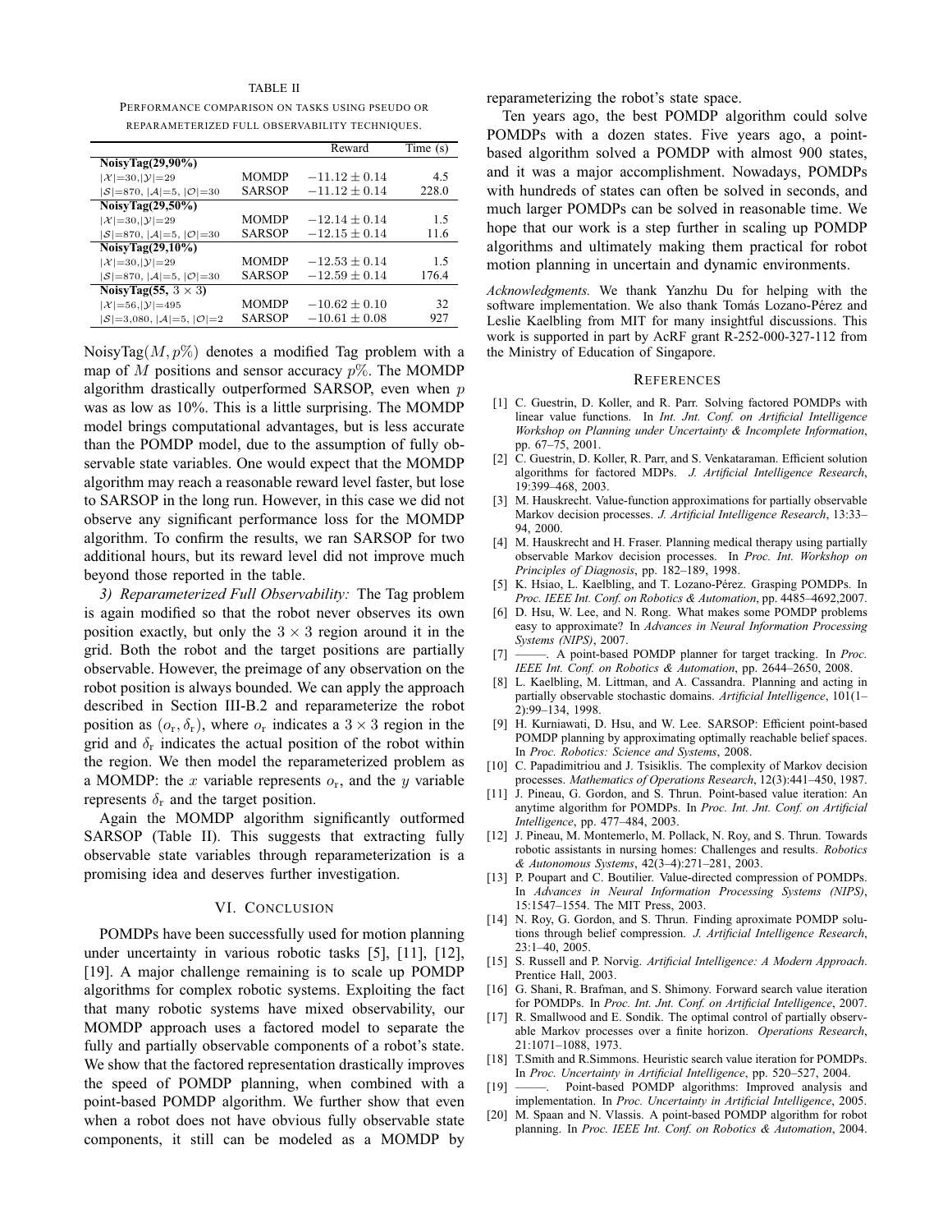TABLE II

PERFORMANCE COMPARISON ON TASKS USING PSEUDO OR REPARAMETERIZED FULL OBSERVABILITY TECHNIQUES.

| | | Reward | Time (s) |
|---|---|---|---|
| **NoisyTag(29,90%)** | | | |
| $\|\mathcal{X}\|=30, \|\mathcal{Y}\|=29$ | MOMDP | $-11.12 \pm 0.14$ | 4.5 |
| $\|\mathcal{S}\|=870, \|\mathcal{A}\|=5, \|\mathcal{O}\|=30$ | SARSOP | $-11.12 \pm 0.14$ | 228.0 |
| **NoisyTag(29,50%)** | | | |
| $\|\mathcal{X}\|=30, \|\mathcal{Y}\|=29$ | MOMDP | $-12.14 \pm 0.14$ | 1.5 |
| $\|\mathcal{S}\|=870, \|\mathcal{A}\|=5, \|\mathcal{O}\|=30$ | SARSOP | $-12.15 \pm 0.14$ | 11.6 |
| **NoisyTag(29,10%)** | | | |
| $\|\mathcal{X}\|=30, \|\mathcal{Y}\|=29$ | MOMDP | $-12.53 \pm 0.14$ | 1.5 |
| $\|\mathcal{S}\|=870, \|\mathcal{A}\|=5, \|\mathcal{O}\|=30$ | SARSOP | $-12.59 \pm 0.14$ | 176.4 |
| **NoisyTag(55, $3 \times 3$)** | | | |
| $\|\mathcal{X}\|=56, \|\mathcal{Y}\|=495$ | MOMDP | $-10.62 \pm 0.10$ | 32 |
| $\|\mathcal{S}\|=3{,}080, \|\mathcal{A}\|=5, \|\mathcal{O}\|=2$ | SARSOP | $-10.61 \pm 0.08$ | 927 |

NoisyTag($M, p\%$) denotes a modified Tag problem with a map of $M$ positions and sensor accuracy $p\%$. The MOMDP algorithm drastically outperformed SARSOP, even when $p$ was as low as 10%. This is a little surprising. The MOMDP model brings computational advantages, but is less accurate than the POMDP model, due to the assumption of fully observable state variables. One would expect that the MOMDP algorithm may reach a reasonable reward level faster, but lose to SARSOP in the long run. However, in this case we did not observe any significant performance loss for the MOMDP algorithm. To confirm the results, we ran SARSOP for two additional hours, but its reward level did not improve much beyond those reported in the table.

*3) Reparameterized Full Observability:* The Tag problem is again modified so that the robot never observes its own position exactly, but only the $3 \times 3$ region around it in the grid. Both the robot and the target positions are partially observable. However, the preimage of any observation on the robot position is always bounded. We can apply the approach described in Section III-B.2 and reparameterize the robot position as $(o_{\mathrm{r}}, \delta_{\mathrm{r}})$, where $o_{\mathrm{r}}$ indicates a $3 \times 3$ region in the grid and $\delta_{\mathrm{r}}$ indicates the actual position of the robot within the region. We then model the reparameterized problem as a MOMDP: the $x$ variable represents $o_{\mathrm{r}}$, and the $y$ variable represents $\delta_{\mathrm{r}}$ and the target position.

Again the MOMDP algorithm significantly outformed SARSOP (Table II). This suggests that extracting fully observable state variables through reparameterization is a promising idea and deserves further investigation.

## VI. CONCLUSION

POMDPs have been successfully used for motion planning under uncertainty in various robotic tasks [5], [11], [12], [19]. A major challenge remaining is to scale up POMDP algorithms for complex robotic systems. Exploiting the fact that many robotic systems have mixed observability, our MOMDP approach uses a factored model to separate the fully and partially observable components of a robot's state. We show that the factored representation drastically improves the speed of POMDP planning, when combined with a point-based POMDP algorithm. We further show that even when a robot does not have obvious fully observable state components, it still can be modeled as a MOMDP by reparameterizing the robot's state space.

Ten years ago, the best POMDP algorithm could solve POMDPs with a dozen states. Five years ago, a point-based algorithm solved a POMDP with almost 900 states, and it was a major accomplishment. Nowadays, POMDPs with hundreds of states can often be solved in seconds, and much larger POMDPs can be solved in reasonable time. We hope that our work is a step further in scaling up POMDP algorithms and ultimately making them practical for robot motion planning in uncertain and dynamic environments.

*Acknowledgments.* We thank Yanzhu Du for helping with the software implementation. We also thank Tomás Lozano-Pérez and Leslie Kaelbling from MIT for many insightful discussions. This work is supported in part by AcRF grant R-252-000-327-112 from the Ministry of Education of Singapore.

## REFERENCES

[1] C. Guestrin, D. Koller, and R. Parr. Solving factored POMDPs with linear value functions. In *Int. Jnt. Conf. on Artificial Intelligence Workshop on Planning under Uncertainty & Incomplete Information*, pp. 67–75, 2001.

[2] C. Guestrin, D. Koller, R. Parr, and S. Venkataraman. Efficient solution algorithms for factored MDPs. *J. Artificial Intelligence Research*, 19:399–468, 2003.

[3] M. Hauskrecht. Value-function approximations for partially observable Markov decision processes. *J. Artificial Intelligence Research*, 13:33–94, 2000.

[4] M. Hauskrecht and H. Fraser. Planning medical therapy using partially observable Markov decision processes. In *Proc. Int. Workshop on Principles of Diagnosis*, pp. 182–189, 1998.

[5] K. Hsiao, L. Kaelbling, and T. Lozano-Pérez. Grasping POMDPs. In *Proc. IEEE Int. Conf. on Robotics & Automation*, pp. 4485–4692,2007.

[6] D. Hsu, W. Lee, and N. Rong. What makes some POMDP problems easy to approximate? In *Advances in Neural Information Processing Systems (NIPS)*, 2007.

[7] ——. A point-based POMDP planner for target tracking. In *Proc. IEEE Int. Conf. on Robotics & Automation*, pp. 2644–2650, 2008.

[8] L. Kaelbling, M. Littman, and A. Cassandra. Planning and acting in partially observable stochastic domains. *Artificial Intelligence*, 101(1–2):99–134, 1998.

[9] H. Kurniawati, D. Hsu, and W. Lee. SARSOP: Efficient point-based POMDP planning by approximating optimally reachable belief spaces. In *Proc. Robotics: Science and Systems*, 2008.

[10] C. Papadimitriou and J. Tsisiklis. The complexity of Markov decision processes. *Mathematics of Operations Research*, 12(3):441–450, 1987.

[11] J. Pineau, G. Gordon, and S. Thrun. Point-based value iteration: An anytime algorithm for POMDPs. In *Proc. Int. Jnt. Conf. on Artificial Intelligence*, pp. 477–484, 2003.

[12] J. Pineau, M. Montemerlo, M. Pollack, N. Roy, and S. Thrun. Towards robotic assistants in nursing homes: Challenges and results. *Robotics & Autonomous Systems*, 42(3–4):271–281, 2003.

[13] P. Poupart and C. Boutilier. Value-directed compression of POMDPs. In *Advances in Neural Information Processing Systems (NIPS)*, 15:1547–1554. The MIT Press, 2003.

[14] N. Roy, G. Gordon, and S. Thrun. Finding aproximate POMDP solutions through belief compression. *J. Artificial Intelligence Research*, 23:1–40, 2005.

[15] S. Russell and P. Norvig. *Artificial Intelligence: A Modern Approach*. Prentice Hall, 2003.

[16] G. Shani, R. Brafman, and S. Shimony. Forward search value iteration for POMDPs. In *Proc. Int. Jnt. Conf. on Artificial Intelligence*, 2007.

[17] R. Smallwood and E. Sondik. The optimal control of partially observable Markov processes over a finite horizon. *Operations Research*, 21:1071–1088, 1973.

[18] T.Smith and R.Simmons. Heuristic search value iteration for POMDPs. In *Proc. Uncertainty in Artificial Intelligence*, pp. 520–527, 2004.

[19] ——. Point-based POMDP algorithms: Improved analysis and implementation. In *Proc. Uncertainty in Artificial Intelligence*, 2005.

[20] M. Spaan and N. Vlassis. A point-based POMDP algorithm for robot planning. In *Proc. IEEE Int. Conf. on Robotics & Automation*, 2004.